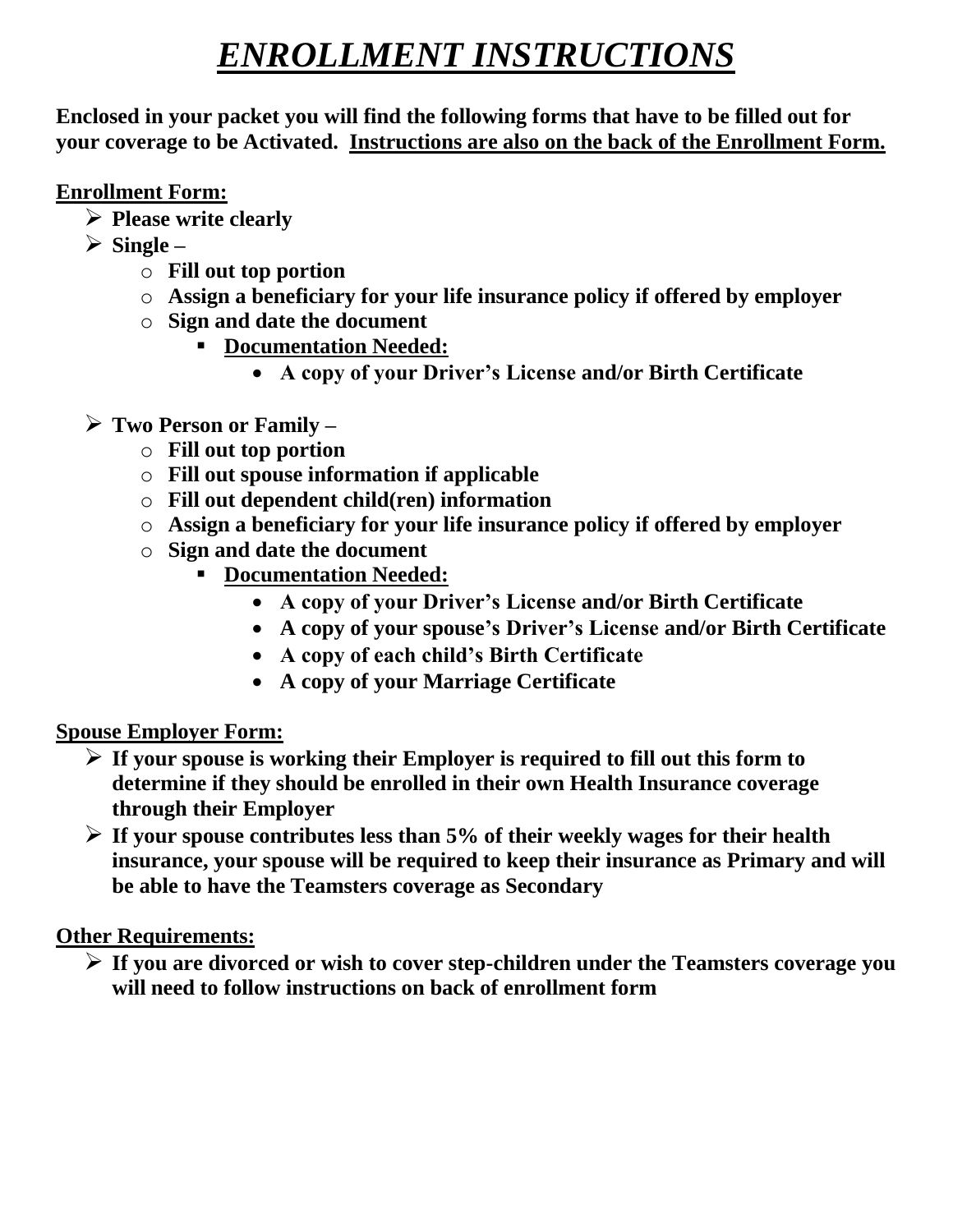# ***ENROLLMENT INSTRUCTIONS***

**Enclosed in your packet you will find the following forms that have to be filled out for your coverage to be Activated. Instructions are also on the back of the Enrollment Form.**

**Enrollment Form:**

- **Please write clearly**
- **Single –**
  - **Fill out top portion**
  - **Assign a beneficiary for your life insurance policy if offered by employer**
  - **Sign and date the document**
    - **Documentation Needed:**
      - **A copy of your Driver's License and/or Birth Certificate**
- **Two Person or Family –**
  - **Fill out top portion**
  - **Fill out spouse information if applicable**
  - **Fill out dependent child(ren) information**
  - **Assign a beneficiary for your life insurance policy if offered by employer**
  - **Sign and date the document**
    - **Documentation Needed:**
      - **A copy of your Driver's License and/or Birth Certificate**
      - **A copy of your spouse's Driver's License and/or Birth Certificate**
      - **A copy of each child's Birth Certificate**
      - **A copy of your Marriage Certificate**

**Spouse Employer Form:**

- **If your spouse is working their Employer is required to fill out this form to determine if they should be enrolled in their own Health Insurance coverage through their Employer**
- **If your spouse contributes less than 5% of their weekly wages for their health insurance, your spouse will be required to keep their insurance as Primary and will be able to have the Teamsters coverage as Secondary**

**Other Requirements:**

- **If you are divorced or wish to cover step-children under the Teamsters coverage you will need to follow instructions on back of enrollment form**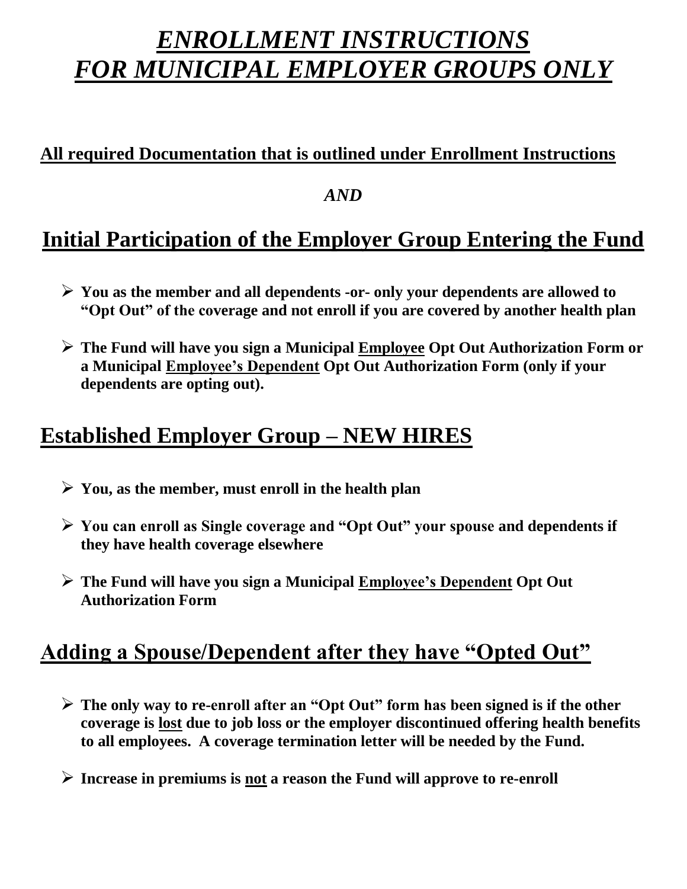# *ENROLLMENT INSTRUCTIONS FOR MUNICIPAL EMPLOYER GROUPS ONLY*

**All required Documentation that is outlined under Enrollment Instructions**

***AND***

## Initial Participation of the Employer Group Entering the Fund

- **You as the member and all dependents -or- only your dependents are allowed to "Opt Out" of the coverage and not enroll if you are covered by another health plan**
- **The Fund will have you sign a Municipal Employee Opt Out Authorization Form or a Municipal Employee's Dependent Opt Out Authorization Form (only if your dependents are opting out).**

## Established Employer Group – NEW HIRES

- **You, as the member, must enroll in the health plan**
- **You can enroll as Single coverage and "Opt Out" your spouse and dependents if they have health coverage elsewhere**
- **The Fund will have you sign a Municipal Employee's Dependent Opt Out Authorization Form**

## Adding a Spouse/Dependent after they have "Opted Out"

- **The only way to re-enroll after an "Opt Out" form has been signed is if the other coverage is lost due to job loss or the employer discontinued offering health benefits to all employees. A coverage termination letter will be needed by the Fund.**
- **Increase in premiums is not a reason the Fund will approve to re-enroll**